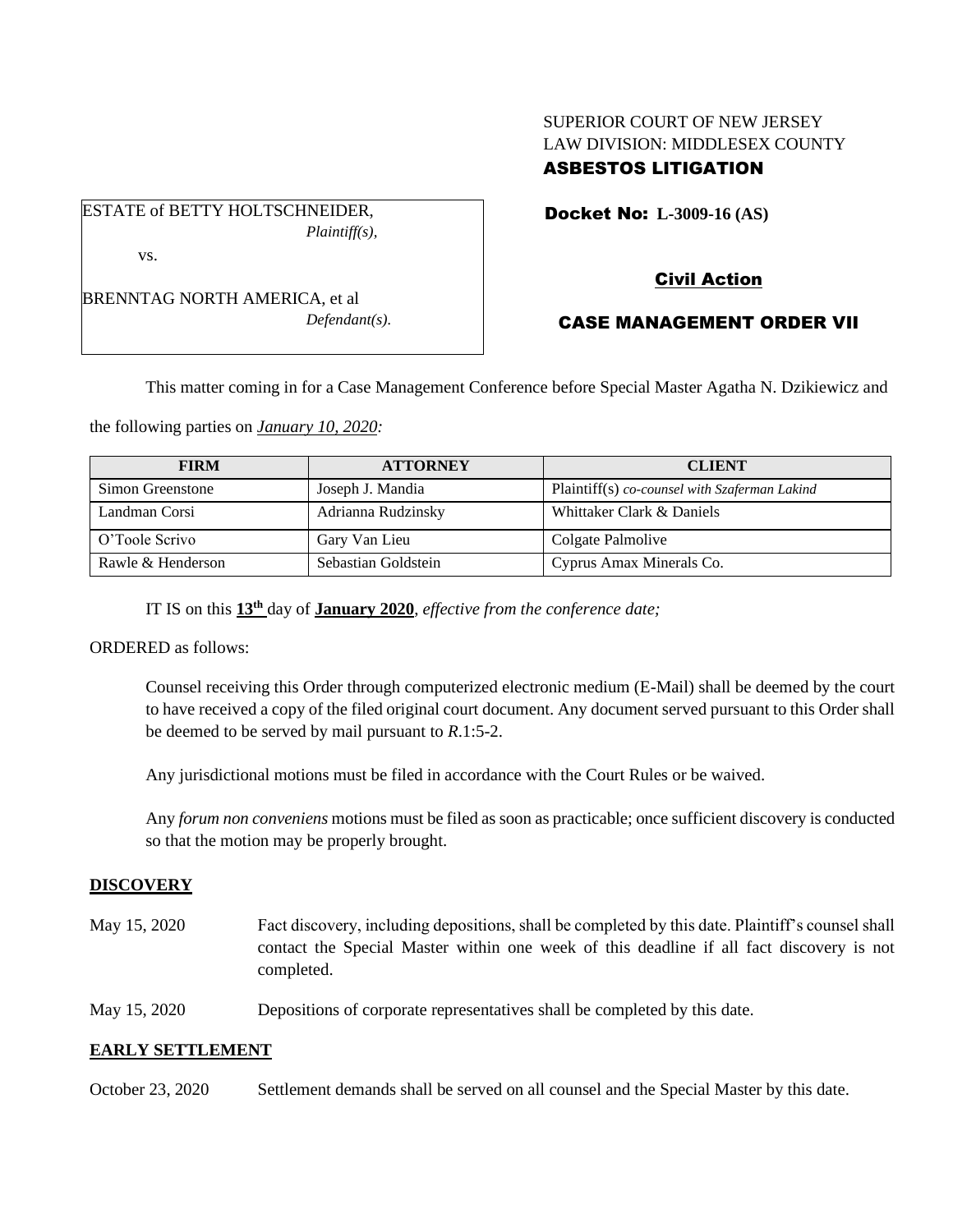SUPERIOR COURT OF NEW JERSEY
LAW DIVISION: MIDDLESEX COUNTY
**ASBESTOS LITIGATION**

ESTATE of BETTY HOLTSCHNEIDER,
*Plaintiff(s),*

vs.

BRENNTAG NORTH AMERICA, et al
*Defendant(s).*

**Docket No: L-3009-16 (AS)**

**Civil Action**

**CASE MANAGEMENT ORDER VII**

This matter coming in for a Case Management Conference before Special Master Agatha N. Dzikiewicz and the following parties on ***January 10, 2020:***

| FIRM | ATTORNEY | CLIENT |
|---|---|---|
| Simon Greenstone | Joseph J. Mandia | Plaintiff(s) *co-counsel with Szaferman Lakind* |
| Landman Corsi | Adrianna Rudzinsky | Whittaker Clark & Daniels |
| O'Toole Scrivo | Gary Van Lieu | Colgate Palmolive |
| Rawle & Henderson | Sebastian Goldstein | Cyprus Amax Minerals Co. |

IT IS on this **13th** day of **January 2020**, *effective from the conference date;*

ORDERED as follows:

Counsel receiving this Order through computerized electronic medium (E-Mail) shall be deemed by the court to have received a copy of the filed original court document. Any document served pursuant to this Order shall be deemed to be served by mail pursuant to *R*.1:5-2.

Any jurisdictional motions must be filed in accordance with the Court Rules or be waived.

Any *forum non conveniens* motions must be filed as soon as practicable; once sufficient discovery is conducted so that the motion may be properly brought.

## DISCOVERY

May 15, 2020 Fact discovery, including depositions, shall be completed by this date. Plaintiff's counsel shall contact the Special Master within one week of this deadline if all fact discovery is not completed.

May 15, 2020 Depositions of corporate representatives shall be completed by this date.

## EARLY SETTLEMENT

October 23, 2020 Settlement demands shall be served on all counsel and the Special Master by this date.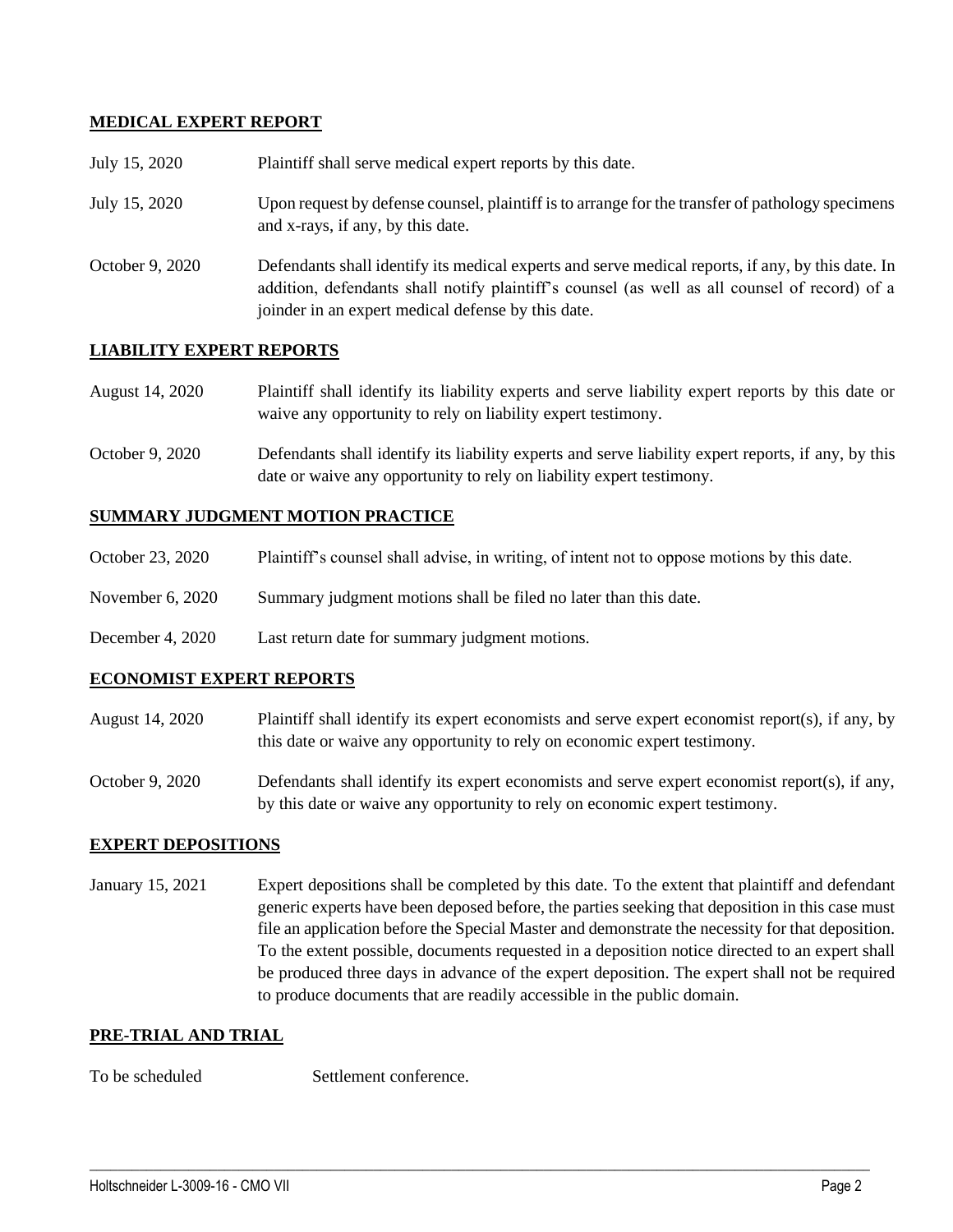**MEDICAL EXPERT REPORT**

| | |
|---|---|
| July 15, 2020 | Plaintiff shall serve medical expert reports by this date. |
| July 15, 2020 | Upon request by defense counsel, plaintiff is to arrange for the transfer of pathology specimens and x-rays, if any, by this date. |
| October 9, 2020 | Defendants shall identify its medical experts and serve medical reports, if any, by this date. In addition, defendants shall notify plaintiff's counsel (as well as all counsel of record) of a joinder in an expert medical defense by this date. |

**LIABILITY EXPERT REPORTS**

| | |
|---|---|
| August 14, 2020 | Plaintiff shall identify its liability experts and serve liability expert reports by this date or waive any opportunity to rely on liability expert testimony. |
| October 9, 2020 | Defendants shall identify its liability experts and serve liability expert reports, if any, by this date or waive any opportunity to rely on liability expert testimony. |

**SUMMARY JUDGMENT MOTION PRACTICE**

| | |
|---|---|
| October 23, 2020 | Plaintiff's counsel shall advise, in writing, of intent not to oppose motions by this date. |
| November 6, 2020 | Summary judgment motions shall be filed no later than this date. |
| December 4, 2020 | Last return date for summary judgment motions. |

**ECONOMIST EXPERT REPORTS**

| | |
|---|---|
| August 14, 2020 | Plaintiff shall identify its expert economists and serve expert economist report(s), if any, by this date or waive any opportunity to rely on economic expert testimony. |
| October 9, 2020 | Defendants shall identify its expert economists and serve expert economist report(s), if any, by this date or waive any opportunity to rely on economic expert testimony. |

**EXPERT DEPOSITIONS**

| | |
|---|---|
| January 15, 2021 | Expert depositions shall be completed by this date. To the extent that plaintiff and defendant generic experts have been deposed before, the parties seeking that deposition in this case must file an application before the Special Master and demonstrate the necessity for that deposition. To the extent possible, documents requested in a deposition notice directed to an expert shall be produced three days in advance of the expert deposition. The expert shall not be required to produce documents that are readily accessible in the public domain. |

**PRE-TRIAL AND TRIAL**

| | |
|---|---|
| To be scheduled | Settlement conference. |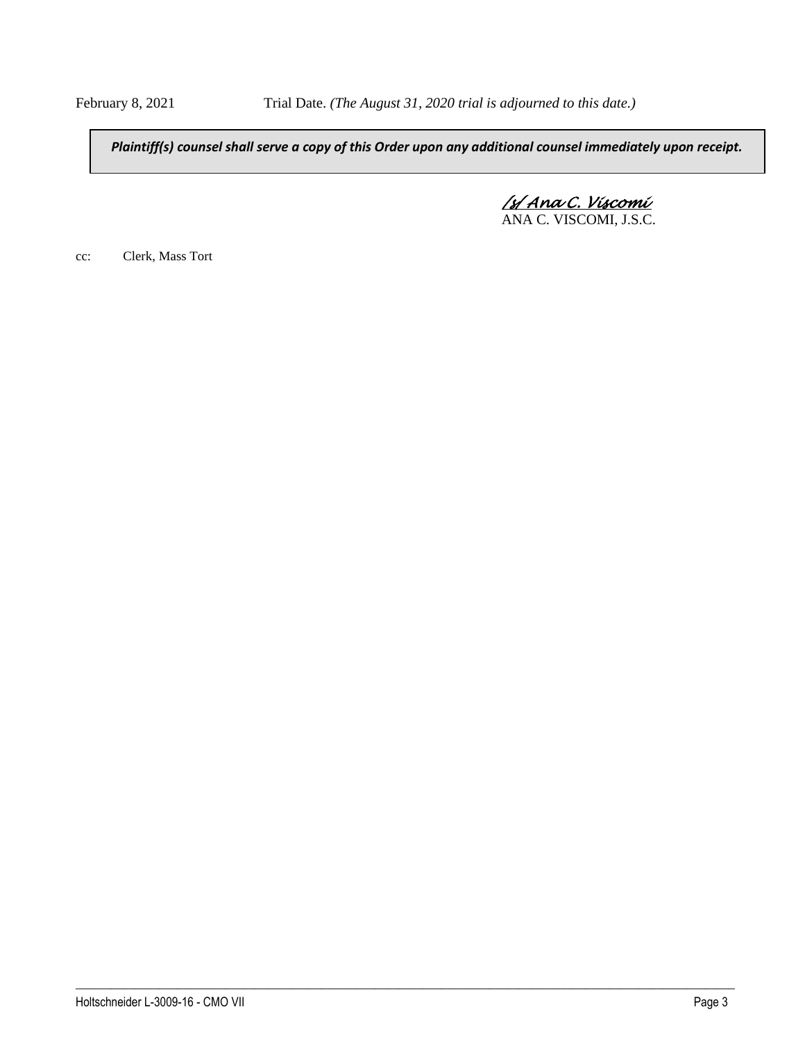February 8, 2021 Trial Date. *(The August 31, 2020 trial is adjourned to this date.)*

***Plaintiff(s) counsel shall serve a copy of this Order upon any additional counsel immediately upon receipt.***

*/s/ Ana C. Viscomi*
ANA C. VISCOMI, J.S.C.

cc: Clerk, Mass Tort